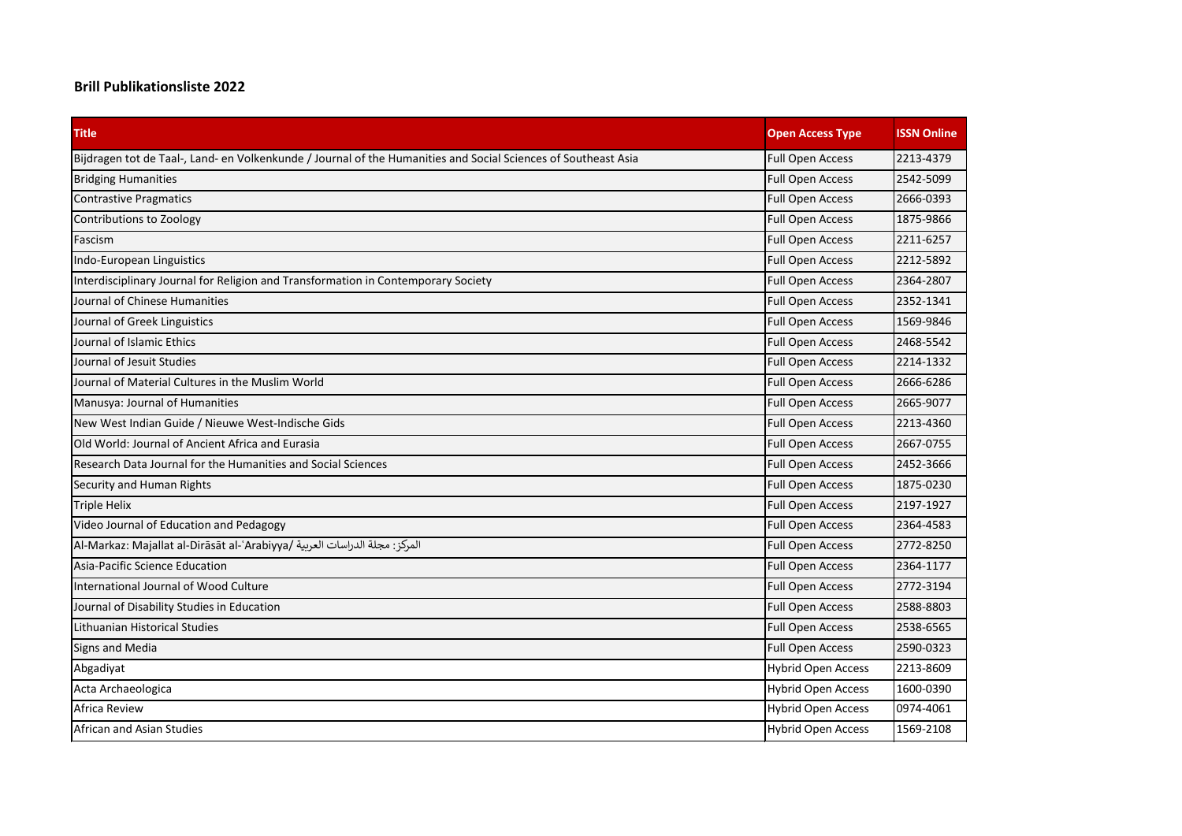## Brill Publikationsliste 2022

| Title | Open Access Type | ISSN Online |
|---|---|---|
| Bijdragen tot de Taal-, Land- en Volkenkunde / Journal of the Humanities and Social Sciences of Southeast Asia | Full Open Access | 2213-4379 |
| Bridging Humanities | Full Open Access | 2542-5099 |
| Contrastive Pragmatics | Full Open Access | 2666-0393 |
| Contributions to Zoology | Full Open Access | 1875-9866 |
| Fascism | Full Open Access | 2211-6257 |
| Indo-European Linguistics | Full Open Access | 2212-5892 |
| Interdisciplinary Journal for Religion and Transformation in Contemporary Society | Full Open Access | 2364-2807 |
| Journal of Chinese Humanities | Full Open Access | 2352-1341 |
| Journal of Greek Linguistics | Full Open Access | 1569-9846 |
| Journal of Islamic Ethics | Full Open Access | 2468-5542 |
| Journal of Jesuit Studies | Full Open Access | 2214-1332 |
| Journal of Material Cultures in the Muslim World | Full Open Access | 2666-6286 |
| Manusya: Journal of Humanities | Full Open Access | 2665-9077 |
| New West Indian Guide / Nieuwe West-Indische Gids | Full Open Access | 2213-4360 |
| Old World: Journal of Ancient Africa and Eurasia | Full Open Access | 2667-0755 |
| Research Data Journal for the Humanities and Social Sciences | Full Open Access | 2452-3666 |
| Security and Human Rights | Full Open Access | 1875-0230 |
| Triple Helix | Full Open Access | 2197-1927 |
| Video Journal of Education and Pedagogy | Full Open Access | 2364-4583 |
| Al-Markaz: Majallat al-Dirāsāt al-ʿArabiyya/ المركز: مجلة الدراسات العربية | Full Open Access | 2772-8250 |
| Asia-Pacific Science Education | Full Open Access | 2364-1177 |
| International Journal of Wood Culture | Full Open Access | 2772-3194 |
| Journal of Disability Studies in Education | Full Open Access | 2588-8803 |
| Lithuanian Historical Studies | Full Open Access | 2538-6565 |
| Signs and Media | Full Open Access | 2590-0323 |
| Abgadiyat | Hybrid Open Access | 2213-8609 |
| Acta Archaeologica | Hybrid Open Access | 1600-0390 |
| Africa Review | Hybrid Open Access | 0974-4061 |
| African and Asian Studies | Hybrid Open Access | 1569-2108 |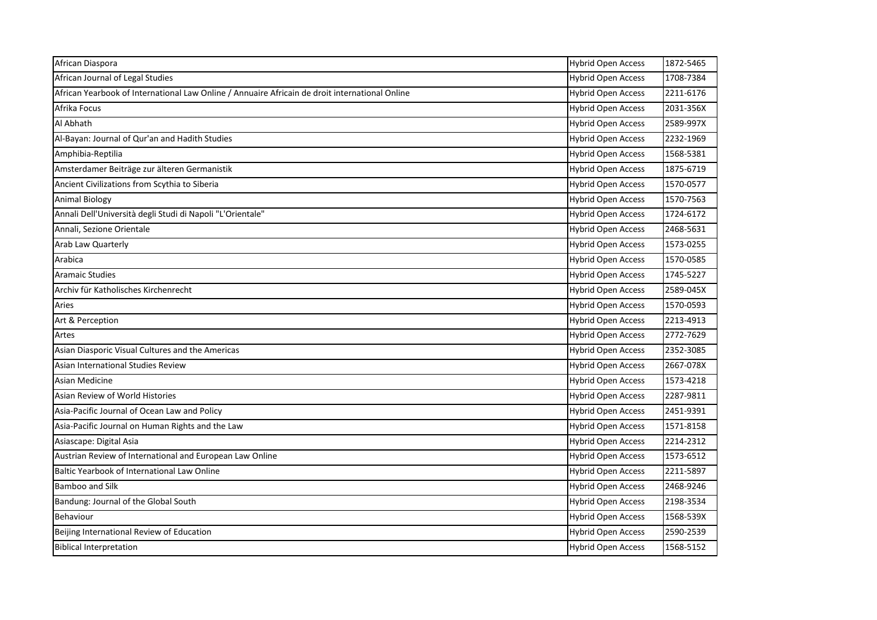| African Diaspora | Hybrid Open Access | 1872-5465 |
|---|---|---|
| African Journal of Legal Studies | Hybrid Open Access | 1708-7384 |
| African Yearbook of International Law Online / Annuaire Africain de droit international Online | Hybrid Open Access | 2211-6176 |
| Afrika Focus | Hybrid Open Access | 2031-356X |
| Al Abhath | Hybrid Open Access | 2589-997X |
| Al-Bayan: Journal of Qur'an and Hadith Studies | Hybrid Open Access | 2232-1969 |
| Amphibia-Reptilia | Hybrid Open Access | 1568-5381 |
| Amsterdamer Beiträge zur älteren Germanistik | Hybrid Open Access | 1875-6719 |
| Ancient Civilizations from Scythia to Siberia | Hybrid Open Access | 1570-0577 |
| Animal Biology | Hybrid Open Access | 1570-7563 |
| Annali Dell'Università degli Studi di Napoli "L'Orientale" | Hybrid Open Access | 1724-6172 |
| Annali, Sezione Orientale | Hybrid Open Access | 2468-5631 |
| Arab Law Quarterly | Hybrid Open Access | 1573-0255 |
| Arabica | Hybrid Open Access | 1570-0585 |
| Aramaic Studies | Hybrid Open Access | 1745-5227 |
| Archiv für Katholisches Kirchenrecht | Hybrid Open Access | 2589-045X |
| Aries | Hybrid Open Access | 1570-0593 |
| Art & Perception | Hybrid Open Access | 2213-4913 |
| Artes | Hybrid Open Access | 2772-7629 |
| Asian Diasporic Visual Cultures and the Americas | Hybrid Open Access | 2352-3085 |
| Asian International Studies Review | Hybrid Open Access | 2667-078X |
| Asian Medicine | Hybrid Open Access | 1573-4218 |
| Asian Review of World Histories | Hybrid Open Access | 2287-9811 |
| Asia-Pacific Journal of Ocean Law and Policy | Hybrid Open Access | 2451-9391 |
| Asia-Pacific Journal on Human Rights and the Law | Hybrid Open Access | 1571-8158 |
| Asiascape: Digital Asia | Hybrid Open Access | 2214-2312 |
| Austrian Review of International and European Law Online | Hybrid Open Access | 1573-6512 |
| Baltic Yearbook of International Law Online | Hybrid Open Access | 2211-5897 |
| Bamboo and Silk | Hybrid Open Access | 2468-9246 |
| Bandung: Journal of the Global South | Hybrid Open Access | 2198-3534 |
| Behaviour | Hybrid Open Access | 1568-539X |
| Beijing International Review of Education | Hybrid Open Access | 2590-2539 |
| Biblical Interpretation | Hybrid Open Access | 1568-5152 |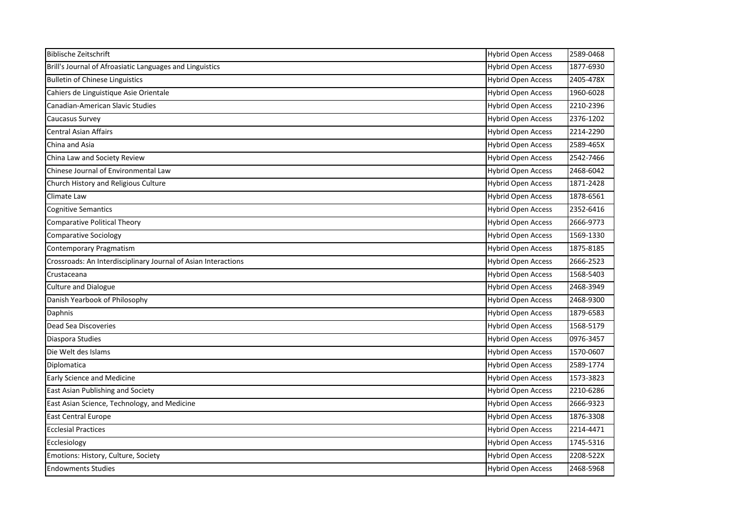| | | |
|---|---|---|
| Biblische Zeitschrift | Hybrid Open Access | 2589-0468 |
| Brill's Journal of Afroasiatic Languages and Linguistics | Hybrid Open Access | 1877-6930 |
| Bulletin of Chinese Linguistics | Hybrid Open Access | 2405-478X |
| Cahiers de Linguistique Asie Orientale | Hybrid Open Access | 1960-6028 |
| Canadian-American Slavic Studies | Hybrid Open Access | 2210-2396 |
| Caucasus Survey | Hybrid Open Access | 2376-1202 |
| Central Asian Affairs | Hybrid Open Access | 2214-2290 |
| China and Asia | Hybrid Open Access | 2589-465X |
| China Law and Society Review | Hybrid Open Access | 2542-7466 |
| Chinese Journal of Environmental Law | Hybrid Open Access | 2468-6042 |
| Church History and Religious Culture | Hybrid Open Access | 1871-2428 |
| Climate Law | Hybrid Open Access | 1878-6561 |
| Cognitive Semantics | Hybrid Open Access | 2352-6416 |
| Comparative Political Theory | Hybrid Open Access | 2666-9773 |
| Comparative Sociology | Hybrid Open Access | 1569-1330 |
| Contemporary Pragmatism | Hybrid Open Access | 1875-8185 |
| Crossroads: An Interdisciplinary Journal of Asian Interactions | Hybrid Open Access | 2666-2523 |
| Crustaceana | Hybrid Open Access | 1568-5403 |
| Culture and Dialogue | Hybrid Open Access | 2468-3949 |
| Danish Yearbook of Philosophy | Hybrid Open Access | 2468-9300 |
| Daphnis | Hybrid Open Access | 1879-6583 |
| Dead Sea Discoveries | Hybrid Open Access | 1568-5179 |
| Diaspora Studies | Hybrid Open Access | 0976-3457 |
| Die Welt des Islams | Hybrid Open Access | 1570-0607 |
| Diplomatica | Hybrid Open Access | 2589-1774 |
| Early Science and Medicine | Hybrid Open Access | 1573-3823 |
| East Asian Publishing and Society | Hybrid Open Access | 2210-6286 |
| East Asian Science, Technology, and Medicine | Hybrid Open Access | 2666-9323 |
| East Central Europe | Hybrid Open Access | 1876-3308 |
| Ecclesial Practices | Hybrid Open Access | 2214-4471 |
| Ecclesiology | Hybrid Open Access | 1745-5316 |
| Emotions: History, Culture, Society | Hybrid Open Access | 2208-522X |
| Endowments Studies | Hybrid Open Access | 2468-5968 |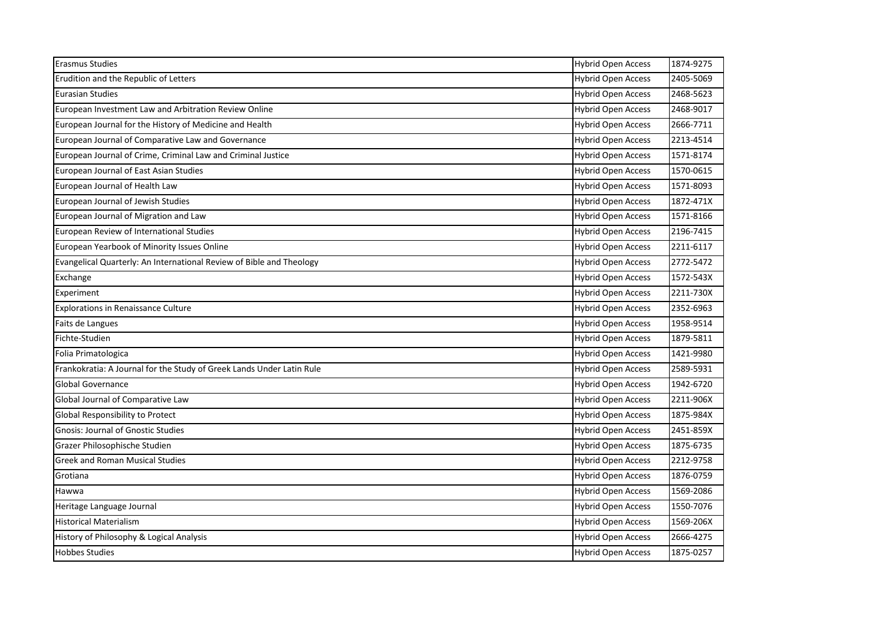| | | |
|---|---|---|
| Erasmus Studies | Hybrid Open Access | 1874-9275 |
| Erudition and the Republic of Letters | Hybrid Open Access | 2405-5069 |
| Eurasian Studies | Hybrid Open Access | 2468-5623 |
| European Investment Law and Arbitration Review Online | Hybrid Open Access | 2468-9017 |
| European Journal for the History of Medicine and Health | Hybrid Open Access | 2666-7711 |
| European Journal of Comparative Law and Governance | Hybrid Open Access | 2213-4514 |
| European Journal of Crime, Criminal Law and Criminal Justice | Hybrid Open Access | 1571-8174 |
| European Journal of East Asian Studies | Hybrid Open Access | 1570-0615 |
| European Journal of Health Law | Hybrid Open Access | 1571-8093 |
| European Journal of Jewish Studies | Hybrid Open Access | 1872-471X |
| European Journal of Migration and Law | Hybrid Open Access | 1571-8166 |
| European Review of International Studies | Hybrid Open Access | 2196-7415 |
| European Yearbook of Minority Issues Online | Hybrid Open Access | 2211-6117 |
| Evangelical Quarterly: An International Review of Bible and Theology | Hybrid Open Access | 2772-5472 |
| Exchange | Hybrid Open Access | 1572-543X |
| Experiment | Hybrid Open Access | 2211-730X |
| Explorations in Renaissance Culture | Hybrid Open Access | 2352-6963 |
| Faits de Langues | Hybrid Open Access | 1958-9514 |
| Fichte-Studien | Hybrid Open Access | 1879-5811 |
| Folia Primatologica | Hybrid Open Access | 1421-9980 |
| Frankokratia: A Journal for the Study of Greek Lands Under Latin Rule | Hybrid Open Access | 2589-5931 |
| Global Governance | Hybrid Open Access | 1942-6720 |
| Global Journal of Comparative Law | Hybrid Open Access | 2211-906X |
| Global Responsibility to Protect | Hybrid Open Access | 1875-984X |
| Gnosis: Journal of Gnostic Studies | Hybrid Open Access | 2451-859X |
| Grazer Philosophische Studien | Hybrid Open Access | 1875-6735 |
| Greek and Roman Musical Studies | Hybrid Open Access | 2212-9758 |
| Grotiana | Hybrid Open Access | 1876-0759 |
| Hawwa | Hybrid Open Access | 1569-2086 |
| Heritage Language Journal | Hybrid Open Access | 1550-7076 |
| Historical Materialism | Hybrid Open Access | 1569-206X |
| History of Philosophy & Logical Analysis | Hybrid Open Access | 2666-4275 |
| Hobbes Studies | Hybrid Open Access | 1875-0257 |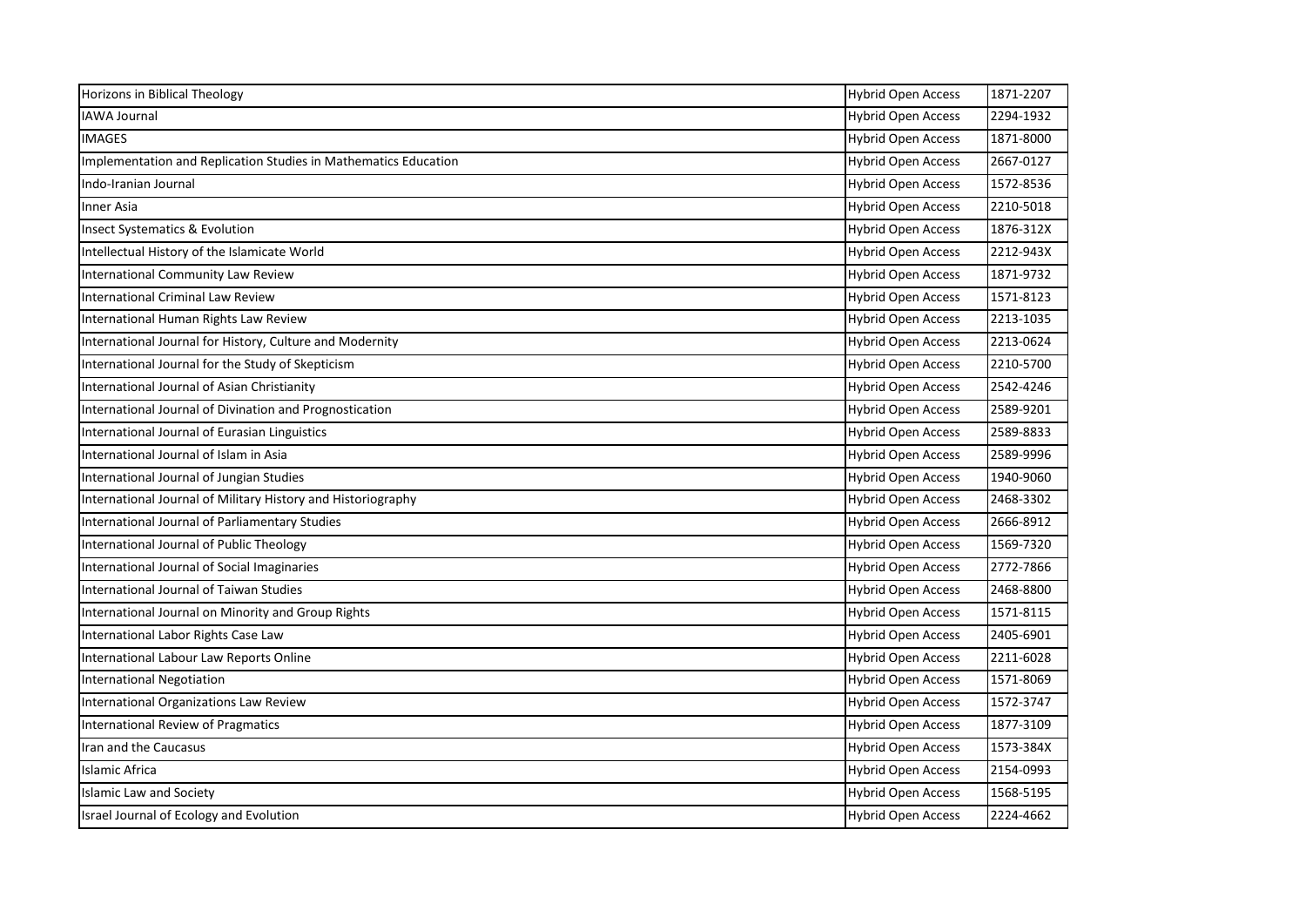| Horizons in Biblical Theology | Hybrid Open Access | 1871-2207 |
|---|---|---|
| IAWA Journal | Hybrid Open Access | 2294-1932 |
| IMAGES | Hybrid Open Access | 1871-8000 |
| Implementation and Replication Studies in Mathematics Education | Hybrid Open Access | 2667-0127 |
| Indo-Iranian Journal | Hybrid Open Access | 1572-8536 |
| Inner Asia | Hybrid Open Access | 2210-5018 |
| Insect Systematics & Evolution | Hybrid Open Access | 1876-312X |
| Intellectual History of the Islamicate World | Hybrid Open Access | 2212-943X |
| International Community Law Review | Hybrid Open Access | 1871-9732 |
| International Criminal Law Review | Hybrid Open Access | 1571-8123 |
| International Human Rights Law Review | Hybrid Open Access | 2213-1035 |
| International Journal for History, Culture and Modernity | Hybrid Open Access | 2213-0624 |
| International Journal for the Study of Skepticism | Hybrid Open Access | 2210-5700 |
| International Journal of Asian Christianity | Hybrid Open Access | 2542-4246 |
| International Journal of Divination and Prognostication | Hybrid Open Access | 2589-9201 |
| International Journal of Eurasian Linguistics | Hybrid Open Access | 2589-8833 |
| International Journal of Islam in Asia | Hybrid Open Access | 2589-9996 |
| International Journal of Jungian Studies | Hybrid Open Access | 1940-9060 |
| International Journal of Military History and Historiography | Hybrid Open Access | 2468-3302 |
| International Journal of Parliamentary Studies | Hybrid Open Access | 2666-8912 |
| International Journal of Public Theology | Hybrid Open Access | 1569-7320 |
| International Journal of Social Imaginaries | Hybrid Open Access | 2772-7866 |
| International Journal of Taiwan Studies | Hybrid Open Access | 2468-8800 |
| International Journal on Minority and Group Rights | Hybrid Open Access | 1571-8115 |
| International Labor Rights Case Law | Hybrid Open Access | 2405-6901 |
| International Labour Law Reports Online | Hybrid Open Access | 2211-6028 |
| International Negotiation | Hybrid Open Access | 1571-8069 |
| International Organizations Law Review | Hybrid Open Access | 1572-3747 |
| International Review of Pragmatics | Hybrid Open Access | 1877-3109 |
| Iran and the Caucasus | Hybrid Open Access | 1573-384X |
| Islamic Africa | Hybrid Open Access | 2154-0993 |
| Islamic Law and Society | Hybrid Open Access | 1568-5195 |
| Israel Journal of Ecology and Evolution | Hybrid Open Access | 2224-4662 |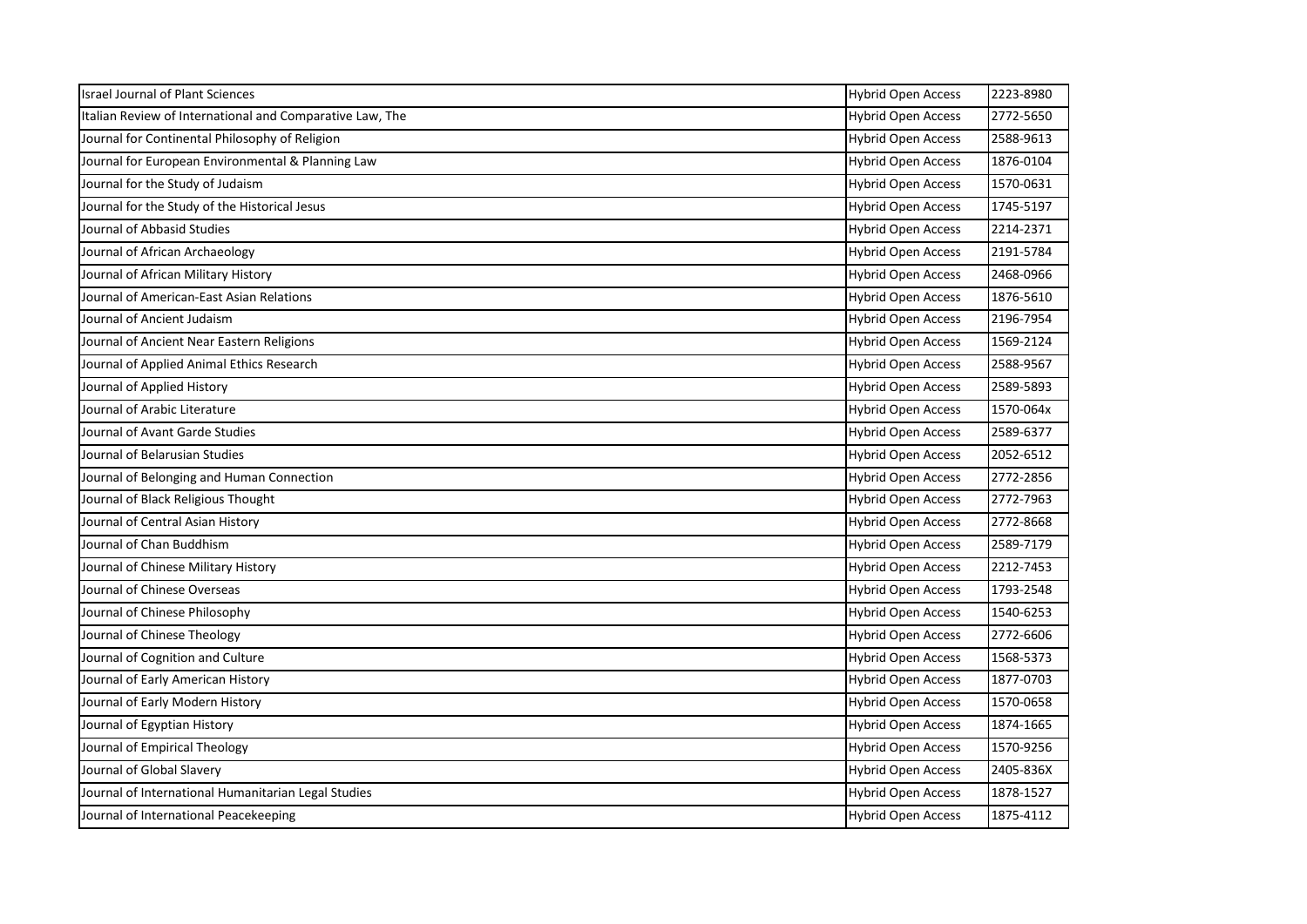| | | |
|---|---|---|
| Israel Journal of Plant Sciences | Hybrid Open Access | 2223-8980 |
| Italian Review of International and Comparative Law, The | Hybrid Open Access | 2772-5650 |
| Journal for Continental Philosophy of Religion | Hybrid Open Access | 2588-9613 |
| Journal for European Environmental & Planning Law | Hybrid Open Access | 1876-0104 |
| Journal for the Study of Judaism | Hybrid Open Access | 1570-0631 |
| Journal for the Study of the Historical Jesus | Hybrid Open Access | 1745-5197 |
| Journal of Abbasid Studies | Hybrid Open Access | 2214-2371 |
| Journal of African Archaeology | Hybrid Open Access | 2191-5784 |
| Journal of African Military History | Hybrid Open Access | 2468-0966 |
| Journal of American-East Asian Relations | Hybrid Open Access | 1876-5610 |
| Journal of Ancient Judaism | Hybrid Open Access | 2196-7954 |
| Journal of Ancient Near Eastern Religions | Hybrid Open Access | 1569-2124 |
| Journal of Applied Animal Ethics Research | Hybrid Open Access | 2588-9567 |
| Journal of Applied History | Hybrid Open Access | 2589-5893 |
| Journal of Arabic Literature | Hybrid Open Access | 1570-064x |
| Journal of Avant Garde Studies | Hybrid Open Access | 2589-6377 |
| Journal of Belarusian Studies | Hybrid Open Access | 2052-6512 |
| Journal of Belonging and Human Connection | Hybrid Open Access | 2772-2856 |
| Journal of Black Religious Thought | Hybrid Open Access | 2772-7963 |
| Journal of Central Asian History | Hybrid Open Access | 2772-8668 |
| Journal of Chan Buddhism | Hybrid Open Access | 2589-7179 |
| Journal of Chinese Military History | Hybrid Open Access | 2212-7453 |
| Journal of Chinese Overseas | Hybrid Open Access | 1793-2548 |
| Journal of Chinese Philosophy | Hybrid Open Access | 1540-6253 |
| Journal of Chinese Theology | Hybrid Open Access | 2772-6606 |
| Journal of Cognition and Culture | Hybrid Open Access | 1568-5373 |
| Journal of Early American History | Hybrid Open Access | 1877-0703 |
| Journal of Early Modern History | Hybrid Open Access | 1570-0658 |
| Journal of Egyptian History | Hybrid Open Access | 1874-1665 |
| Journal of Empirical Theology | Hybrid Open Access | 1570-9256 |
| Journal of Global Slavery | Hybrid Open Access | 2405-836X |
| Journal of International Humanitarian Legal Studies | Hybrid Open Access | 1878-1527 |
| Journal of International Peacekeeping | Hybrid Open Access | 1875-4112 |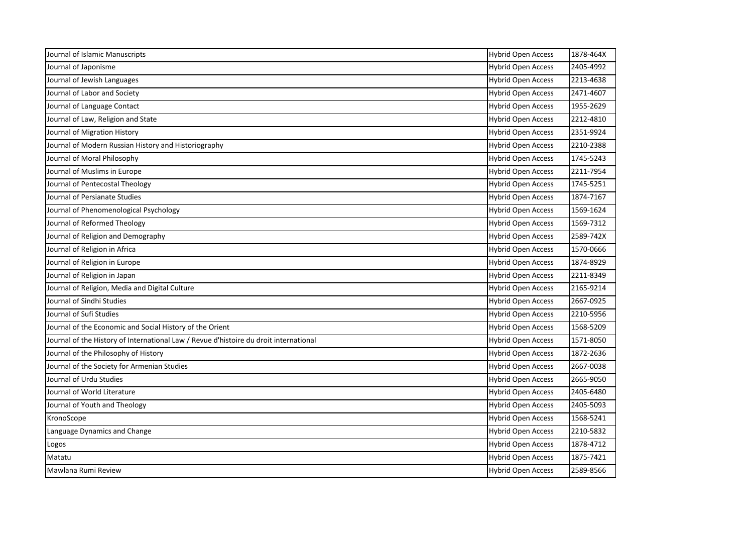| | | |
|---|---|---|
| Journal of Islamic Manuscripts | Hybrid Open Access | 1878-464X |
| Journal of Japonisme | Hybrid Open Access | 2405-4992 |
| Journal of Jewish Languages | Hybrid Open Access | 2213-4638 |
| Journal of Labor and Society | Hybrid Open Access | 2471-4607 |
| Journal of Language Contact | Hybrid Open Access | 1955-2629 |
| Journal of Law, Religion and State | Hybrid Open Access | 2212-4810 |
| Journal of Migration History | Hybrid Open Access | 2351-9924 |
| Journal of Modern Russian History and Historiography | Hybrid Open Access | 2210-2388 |
| Journal of Moral Philosophy | Hybrid Open Access | 1745-5243 |
| Journal of Muslims in Europe | Hybrid Open Access | 2211-7954 |
| Journal of Pentecostal Theology | Hybrid Open Access | 1745-5251 |
| Journal of Persianate Studies | Hybrid Open Access | 1874-7167 |
| Journal of Phenomenological Psychology | Hybrid Open Access | 1569-1624 |
| Journal of Reformed Theology | Hybrid Open Access | 1569-7312 |
| Journal of Religion and Demography | Hybrid Open Access | 2589-742X |
| Journal of Religion in Africa | Hybrid Open Access | 1570-0666 |
| Journal of Religion in Europe | Hybrid Open Access | 1874-8929 |
| Journal of Religion in Japan | Hybrid Open Access | 2211-8349 |
| Journal of Religion, Media and Digital Culture | Hybrid Open Access | 2165-9214 |
| Journal of Sindhi Studies | Hybrid Open Access | 2667-0925 |
| Journal of Sufi Studies | Hybrid Open Access | 2210-5956 |
| Journal of the Economic and Social History of the Orient | Hybrid Open Access | 1568-5209 |
| Journal of the History of International Law / Revue d'histoire du droit international | Hybrid Open Access | 1571-8050 |
| Journal of the Philosophy of History | Hybrid Open Access | 1872-2636 |
| Journal of the Society for Armenian Studies | Hybrid Open Access | 2667-0038 |
| Journal of Urdu Studies | Hybrid Open Access | 2665-9050 |
| Journal of World Literature | Hybrid Open Access | 2405-6480 |
| Journal of Youth and Theology | Hybrid Open Access | 2405-5093 |
| KronoScope | Hybrid Open Access | 1568-5241 |
| Language Dynamics and Change | Hybrid Open Access | 2210-5832 |
| Logos | Hybrid Open Access | 1878-4712 |
| Matatu | Hybrid Open Access | 1875-7421 |
| Mawlana Rumi Review | Hybrid Open Access | 2589-8566 |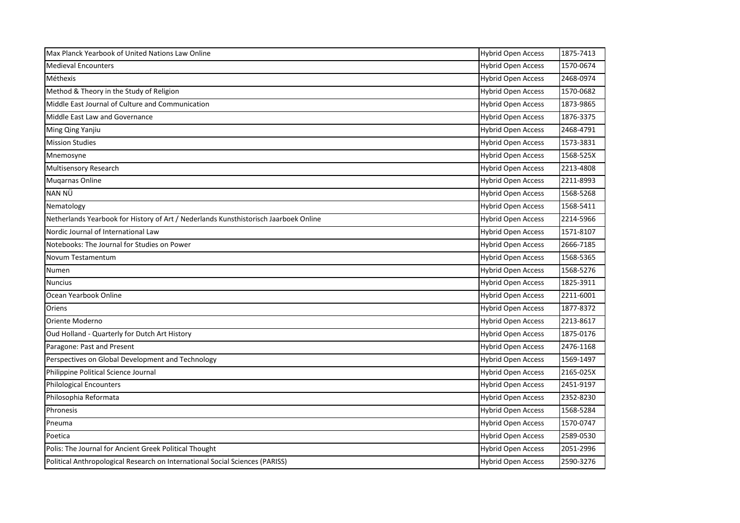| Max Planck Yearbook of United Nations Law Online | Hybrid Open Access | 1875-7413 |
|---|---|---|
| Medieval Encounters | Hybrid Open Access | 1570-0674 |
| Méthexis | Hybrid Open Access | 2468-0974 |
| Method & Theory in the Study of Religion | Hybrid Open Access | 1570-0682 |
| Middle East Journal of Culture and Communication | Hybrid Open Access | 1873-9865 |
| Middle East Law and Governance | Hybrid Open Access | 1876-3375 |
| Ming Qing Yanjiu | Hybrid Open Access | 2468-4791 |
| Mission Studies | Hybrid Open Access | 1573-3831 |
| Mnemosyne | Hybrid Open Access | 1568-525X |
| Multisensory Research | Hybrid Open Access | 2213-4808 |
| Muqarnas Online | Hybrid Open Access | 2211-8993 |
| NAN NÜ | Hybrid Open Access | 1568-5268 |
| Nematology | Hybrid Open Access | 1568-5411 |
| Netherlands Yearbook for History of Art / Nederlands Kunsthistorisch Jaarboek Online | Hybrid Open Access | 2214-5966 |
| Nordic Journal of International Law | Hybrid Open Access | 1571-8107 |
| Notebooks: The Journal for Studies on Power | Hybrid Open Access | 2666-7185 |
| Novum Testamentum | Hybrid Open Access | 1568-5365 |
| Numen | Hybrid Open Access | 1568-5276 |
| Nuncius | Hybrid Open Access | 1825-3911 |
| Ocean Yearbook Online | Hybrid Open Access | 2211-6001 |
| Oriens | Hybrid Open Access | 1877-8372 |
| Oriente Moderno | Hybrid Open Access | 2213-8617 |
| Oud Holland - Quarterly for Dutch Art History | Hybrid Open Access | 1875-0176 |
| Paragone: Past and Present | Hybrid Open Access | 2476-1168 |
| Perspectives on Global Development and Technology | Hybrid Open Access | 1569-1497 |
| Philippine Political Science Journal | Hybrid Open Access | 2165-025X |
| Philological Encounters | Hybrid Open Access | 2451-9197 |
| Philosophia Reformata | Hybrid Open Access | 2352-8230 |
| Phronesis | Hybrid Open Access | 1568-5284 |
| Pneuma | Hybrid Open Access | 1570-0747 |
| Poetica | Hybrid Open Access | 2589-0530 |
| Polis: The Journal for Ancient Greek Political Thought | Hybrid Open Access | 2051-2996 |
| Political Anthropological Research on International Social Sciences (PARISS) | Hybrid Open Access | 2590-3276 |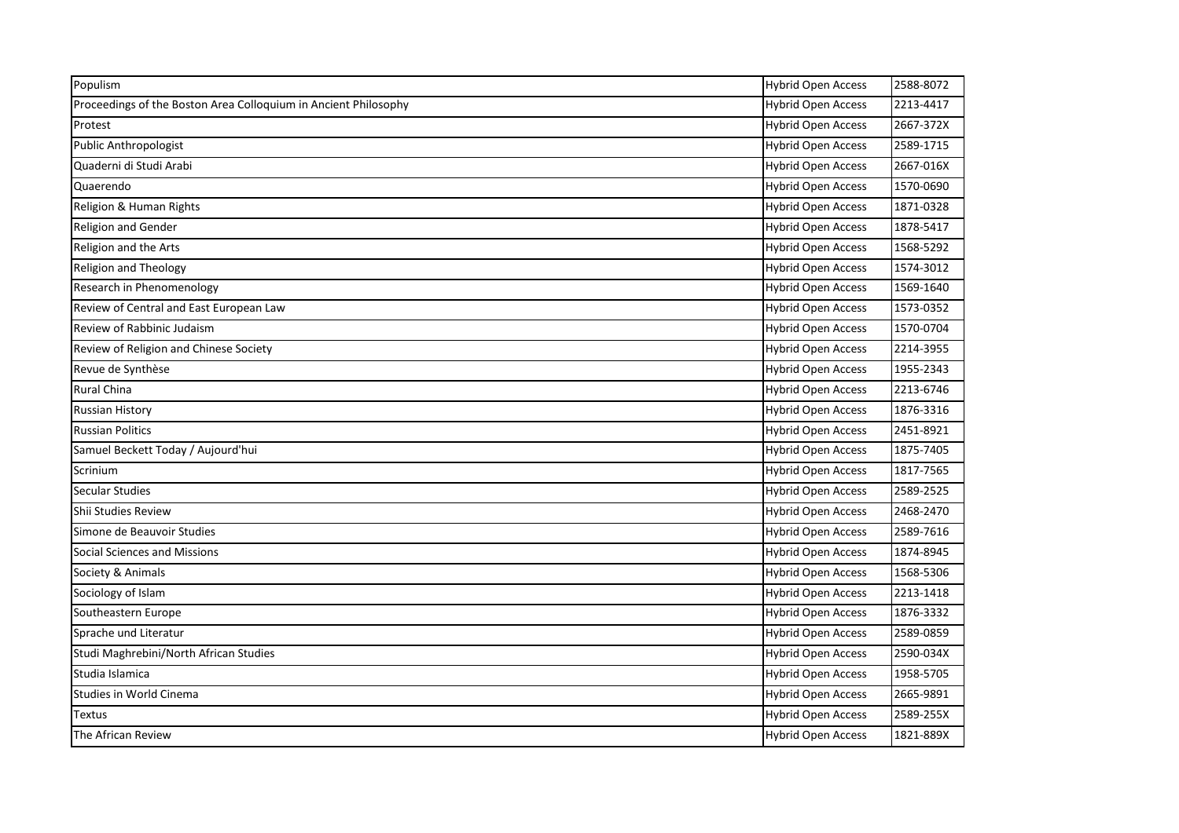| Populism | Hybrid Open Access | 2588-8072 |
|---|---|---|
| Proceedings of the Boston Area Colloquium in Ancient Philosophy | Hybrid Open Access | 2213-4417 |
| Protest | Hybrid Open Access | 2667-372X |
| Public Anthropologist | Hybrid Open Access | 2589-1715 |
| Quaderni di Studi Arabi | Hybrid Open Access | 2667-016X |
| Quaerendo | Hybrid Open Access | 1570-0690 |
| Religion & Human Rights | Hybrid Open Access | 1871-0328 |
| Religion and Gender | Hybrid Open Access | 1878-5417 |
| Religion and the Arts | Hybrid Open Access | 1568-5292 |
| Religion and Theology | Hybrid Open Access | 1574-3012 |
| Research in Phenomenology | Hybrid Open Access | 1569-1640 |
| Review of Central and East European Law | Hybrid Open Access | 1573-0352 |
| Review of Rabbinic Judaism | Hybrid Open Access | 1570-0704 |
| Review of Religion and Chinese Society | Hybrid Open Access | 2214-3955 |
| Revue de Synthèse | Hybrid Open Access | 1955-2343 |
| Rural China | Hybrid Open Access | 2213-6746 |
| Russian History | Hybrid Open Access | 1876-3316 |
| Russian Politics | Hybrid Open Access | 2451-8921 |
| Samuel Beckett Today / Aujourd'hui | Hybrid Open Access | 1875-7405 |
| Scrinium | Hybrid Open Access | 1817-7565 |
| Secular Studies | Hybrid Open Access | 2589-2525 |
| Shii Studies Review | Hybrid Open Access | 2468-2470 |
| Simone de Beauvoir Studies | Hybrid Open Access | 2589-7616 |
| Social Sciences and Missions | Hybrid Open Access | 1874-8945 |
| Society & Animals | Hybrid Open Access | 1568-5306 |
| Sociology of Islam | Hybrid Open Access | 2213-1418 |
| Southeastern Europe | Hybrid Open Access | 1876-3332 |
| Sprache und Literatur | Hybrid Open Access | 2589-0859 |
| Studi Maghrebini/North African Studies | Hybrid Open Access | 2590-034X |
| Studia Islamica | Hybrid Open Access | 1958-5705 |
| Studies in World Cinema | Hybrid Open Access | 2665-9891 |
| Textus | Hybrid Open Access | 2589-255X |
| The African Review | Hybrid Open Access | 1821-889X |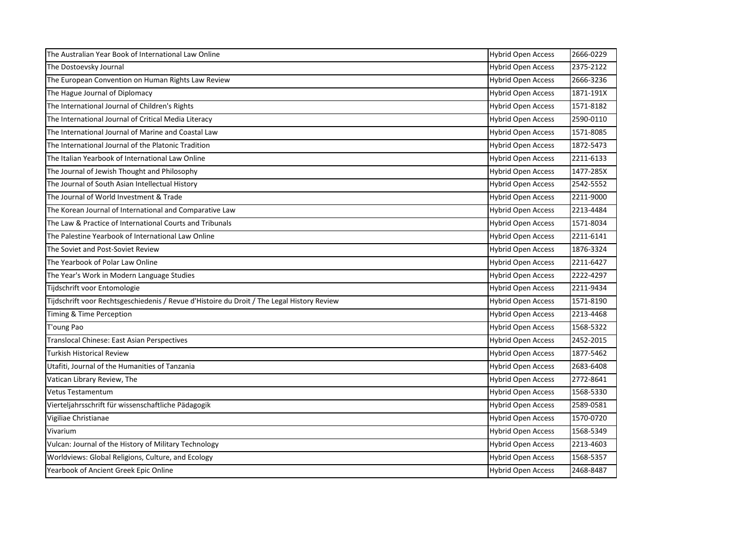| | | |
|---|---|---|
| The Australian Year Book of International Law Online | Hybrid Open Access | 2666-0229 |
| The Dostoevsky Journal | Hybrid Open Access | 2375-2122 |
| The European Convention on Human Rights Law Review | Hybrid Open Access | 2666-3236 |
| The Hague Journal of Diplomacy | Hybrid Open Access | 1871-191X |
| The International Journal of Children's Rights | Hybrid Open Access | 1571-8182 |
| The International Journal of Critical Media Literacy | Hybrid Open Access | 2590-0110 |
| The International Journal of Marine and Coastal Law | Hybrid Open Access | 1571-8085 |
| The International Journal of the Platonic Tradition | Hybrid Open Access | 1872-5473 |
| The Italian Yearbook of International Law Online | Hybrid Open Access | 2211-6133 |
| The Journal of Jewish Thought and Philosophy | Hybrid Open Access | 1477-285X |
| The Journal of South Asian Intellectual History | Hybrid Open Access | 2542-5552 |
| The Journal of World Investment & Trade | Hybrid Open Access | 2211-9000 |
| The Korean Journal of International and Comparative Law | Hybrid Open Access | 2213-4484 |
| The Law & Practice of International Courts and Tribunals | Hybrid Open Access | 1571-8034 |
| The Palestine Yearbook of International Law Online | Hybrid Open Access | 2211-6141 |
| The Soviet and Post-Soviet Review | Hybrid Open Access | 1876-3324 |
| The Yearbook of Polar Law Online | Hybrid Open Access | 2211-6427 |
| The Year's Work in Modern Language Studies | Hybrid Open Access | 2222-4297 |
| Tijdschrift voor Entomologie | Hybrid Open Access | 2211-9434 |
| Tijdschrift voor Rechtsgeschiedenis / Revue d'Histoire du Droit / The Legal History Review | Hybrid Open Access | 1571-8190 |
| Timing & Time Perception | Hybrid Open Access | 2213-4468 |
| T'oung Pao | Hybrid Open Access | 1568-5322 |
| Translocal Chinese: East Asian Perspectives | Hybrid Open Access | 2452-2015 |
| Turkish Historical Review | Hybrid Open Access | 1877-5462 |
| Utafiti, Journal of the Humanities of Tanzania | Hybrid Open Access | 2683-6408 |
| Vatican Library Review, The | Hybrid Open Access | 2772-8641 |
| Vetus Testamentum | Hybrid Open Access | 1568-5330 |
| Vierteljahrsschrift für wissenschaftliche Pädagogik | Hybrid Open Access | 2589-0581 |
| Vigiliae Christianae | Hybrid Open Access | 1570-0720 |
| Vivarium | Hybrid Open Access | 1568-5349 |
| Vulcan: Journal of the History of Military Technology | Hybrid Open Access | 2213-4603 |
| Worldviews: Global Religions, Culture, and Ecology | Hybrid Open Access | 1568-5357 |
| Yearbook of Ancient Greek Epic Online | Hybrid Open Access | 2468-8487 |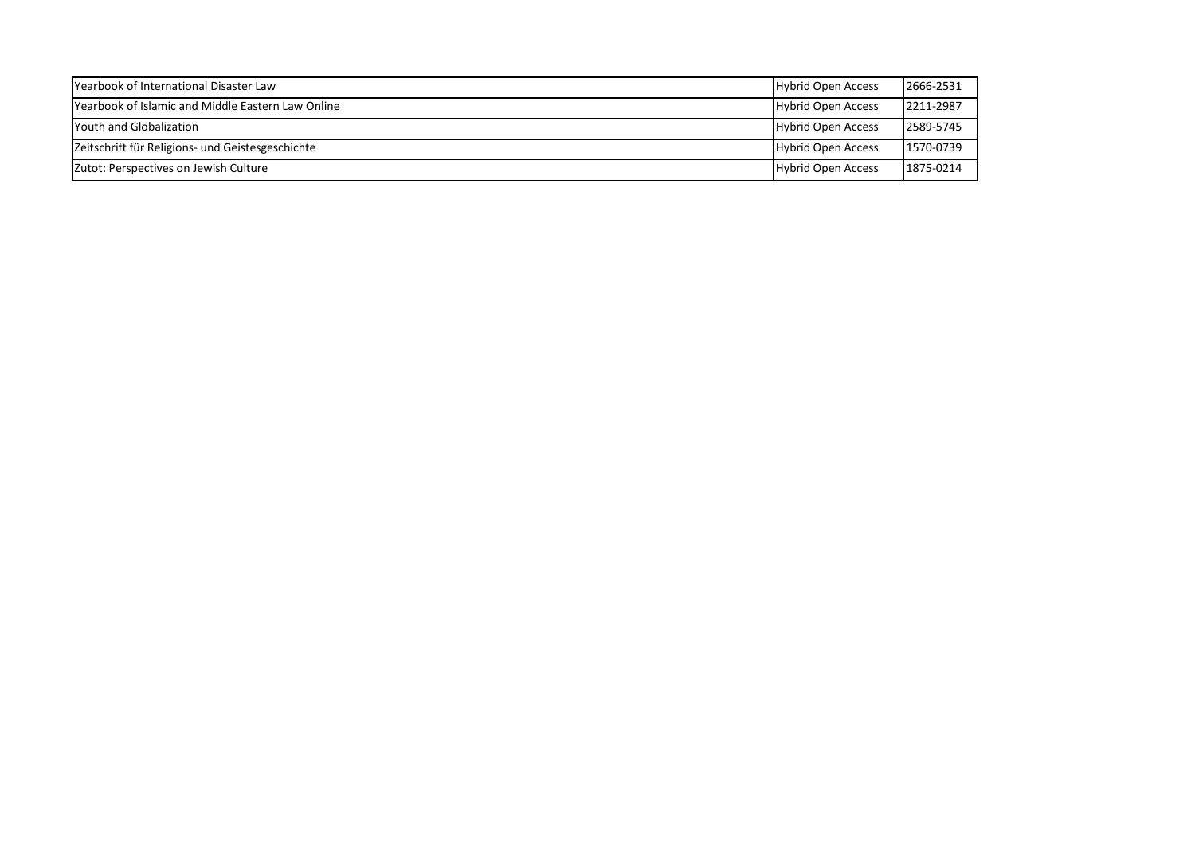| | | |
|---|---|---|
| Yearbook of International Disaster Law | Hybrid Open Access | 2666-2531 |
| Yearbook of Islamic and Middle Eastern Law Online | Hybrid Open Access | 2211-2987 |
| Youth and Globalization | Hybrid Open Access | 2589-5745 |
| Zeitschrift für Religions- und Geistesgeschichte | Hybrid Open Access | 1570-0739 |
| Zutot: Perspectives on Jewish Culture | Hybrid Open Access | 1875-0214 |